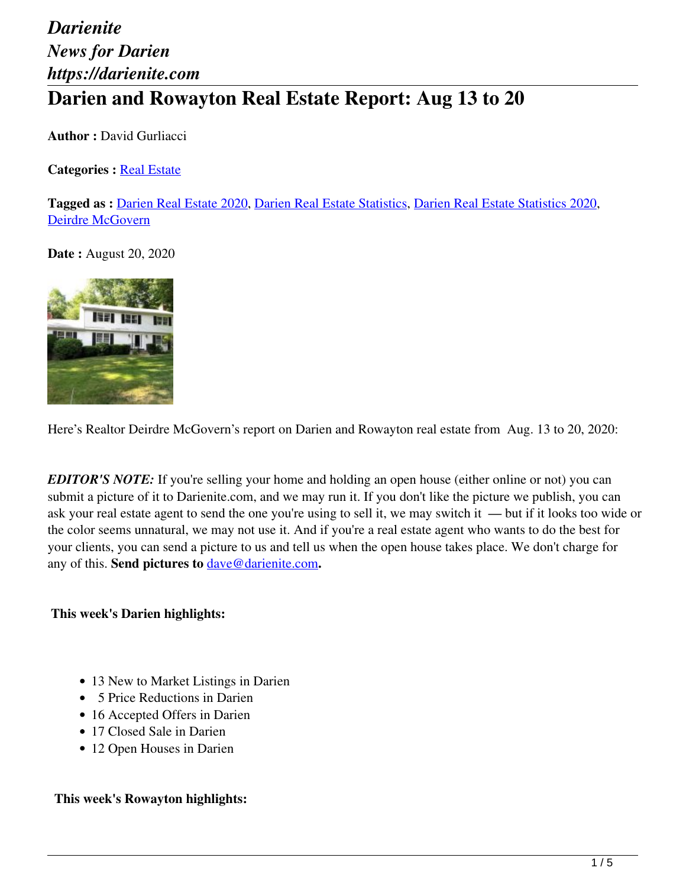*Darienite*
*News for Darien*
*https://darienite.com*

# Darien and Rowayton Real Estate Report: Aug 13 to 20

**Author :** David Gurliacci

**Categories :** Real Estate

**Tagged as :** Darien Real Estate 2020, Darien Real Estate Statistics, Darien Real Estate Statistics 2020, Deirdre McGovern

**Date :** August 20, 2020

Here's Realtor Deirdre McGovern's report on Darien and Rowayton real estate from Aug. 13 to 20, 2020:

***EDITOR'S NOTE:*** If you're selling your home and holding an open house (either online or not) you can submit a picture of it to Darienite.com, and we may run it. If you don't like the picture we publish, you can ask your real estate agent to send the one you're using to sell it, we may switch it — but if it looks too wide or the color seems unnatural, we may not use it. And if you're a real estate agent who wants to do the best for your clients, you can send a picture to us and tell us when the open house takes place. We don't charge for any of this. **Send pictures to dave@darienite.com.**

**This week's Darien highlights:**

- 13 New to Market Listings in Darien
- 5 Price Reductions in Darien
- 16 Accepted Offers in Darien
- 17 Closed Sale in Darien
- 12 Open Houses in Darien

**This week's Rowayton highlights:**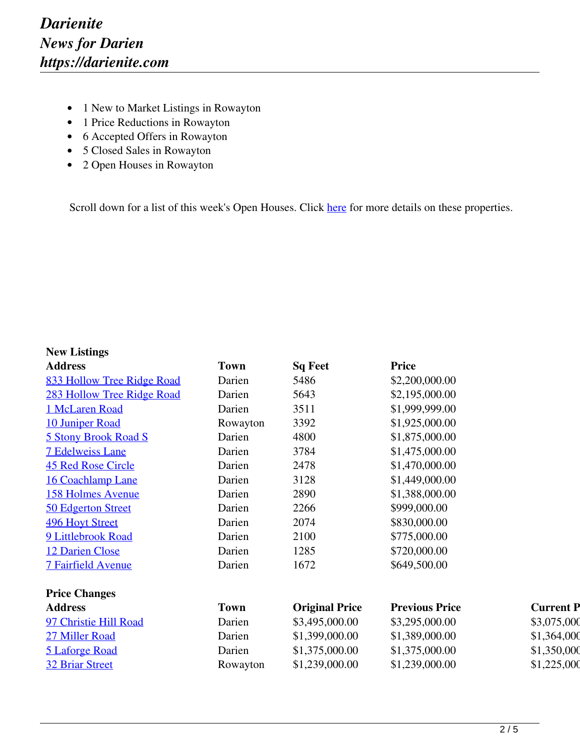- 1 New to Market Listings in Rowayton
- 1 Price Reductions in Rowayton
- 6 Accepted Offers in Rowayton
- 5 Closed Sales in Rowayton
- 2 Open Houses in Rowayton

Scroll down for a list of this week's Open Houses. Click [here](#) for more details on these properties.

**New Listings**

| **Address** | **Town** | **Sq Feet** | **Price** |
|---|---|---|---|
| [833 Hollow Tree Ridge Road](#) | Darien | 5486 | $2,200,000.00 |
| [283 Hollow Tree Ridge Road](#) | Darien | 5643 | $2,195,000.00 |
| [1 McLaren Road](#) | Darien | 3511 | $1,999,999.00 |
| [10 Juniper Road](#) | Rowayton | 3392 | $1,925,000.00 |
| [5 Stony Brook Road S](#) | Darien | 4800 | $1,875,000.00 |
| [7 Edelweiss Lane](#) | Darien | 3784 | $1,475,000.00 |
| [45 Red Rose Circle](#) | Darien | 2478 | $1,470,000.00 |
| [16 Coachlamp Lane](#) | Darien | 3128 | $1,449,000.00 |
| [158 Holmes Avenue](#) | Darien | 2890 | $1,388,000.00 |
| [50 Edgerton Street](#) | Darien | 2266 | $999,000.00 |
| [496 Hoyt Street](#) | Darien | 2074 | $830,000.00 |
| [9 Littlebrook Road](#) | Darien | 2100 | $775,000.00 |
| [12 Darien Close](#) | Darien | 1285 | $720,000.00 |
| [7 Fairfield Avenue](#) | Darien | 1672 | $649,500.00 |

**Price Changes**

| **Address** | **Town** | **Original Price** | **Previous Price** | **Current P** |
|---|---|---|---|---|
| [97 Christie Hill Road](#) | Darien | $3,495,000.00 | $3,295,000.00 | $3,075,000 |
| [27 Miller Road](#) | Darien | $1,399,000.00 | $1,389,000.00 | $1,364,000 |
| [5 Laforge Road](#) | Darien | $1,375,000.00 | $1,375,000.00 | $1,350,000 |
| [32 Briar Street](#) | Rowayton | $1,239,000.00 | $1,239,000.00 | $1,225,000 |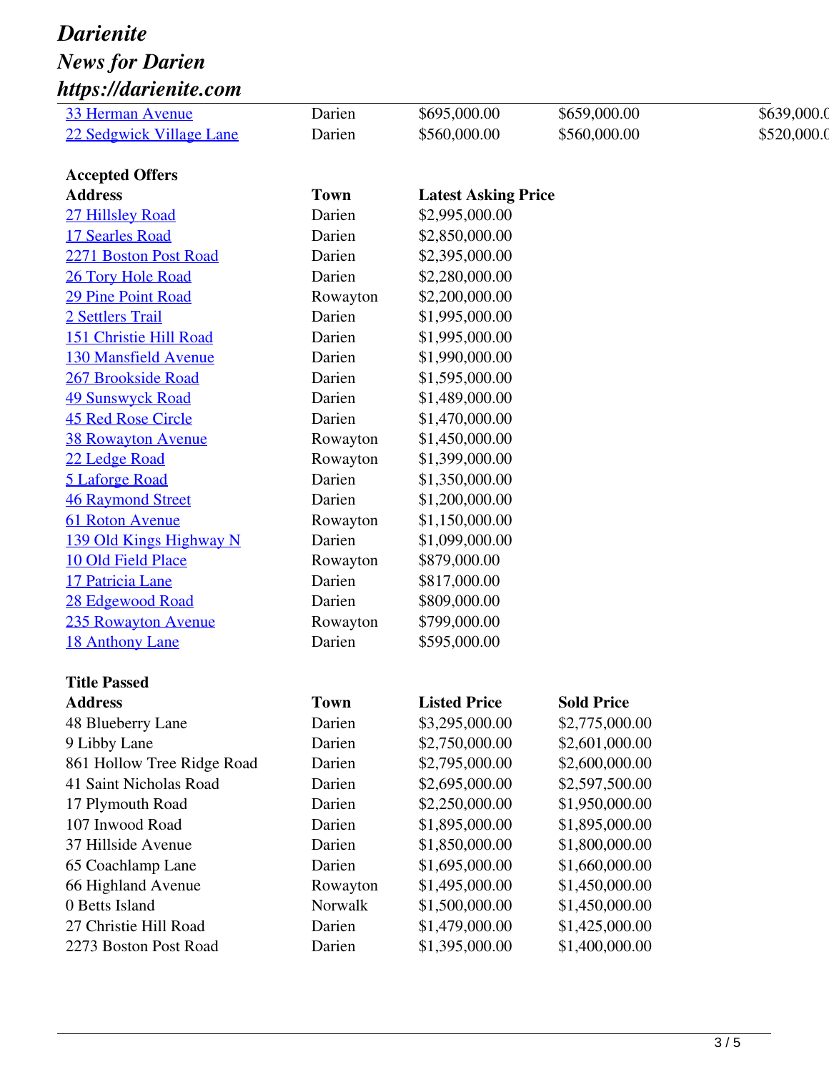| | | | | |
|---|---|---|---|---|
| [33 Herman Avenue]() | Darien | $695,000.00 | $659,000.00 | $639,000.0 |
| [22 Sedgwick Village Lane]() | Darien | $560,000.00 | $560,000.00 | $520,000.0 |

**Accepted Offers**

| Address | Town | Latest Asking Price |
|---|---|---|
| [27 Hillsley Road]() | Darien | $2,995,000.00 |
| [17 Searles Road]() | Darien | $2,850,000.00 |
| [2271 Boston Post Road]() | Darien | $2,395,000.00 |
| [26 Tory Hole Road]() | Darien | $2,280,000.00 |
| [29 Pine Point Road]() | Rowayton | $2,200,000.00 |
| [2 Settlers Trail]() | Darien | $1,995,000.00 |
| [151 Christie Hill Road]() | Darien | $1,995,000.00 |
| [130 Mansfield Avenue]() | Darien | $1,990,000.00 |
| [267 Brookside Road]() | Darien | $1,595,000.00 |
| [49 Sunswyck Road]() | Darien | $1,489,000.00 |
| [45 Red Rose Circle]() | Darien | $1,470,000.00 |
| [38 Rowayton Avenue]() | Rowayton | $1,450,000.00 |
| [22 Ledge Road]() | Rowayton | $1,399,000.00 |
| [5 Laforge Road]() | Darien | $1,350,000.00 |
| [46 Raymond Street]() | Darien | $1,200,000.00 |
| [61 Roton Avenue]() | Rowayton | $1,150,000.00 |
| [139 Old Kings Highway N]() | Darien | $1,099,000.00 |
| [10 Old Field Place]() | Rowayton | $879,000.00 |
| [17 Patricia Lane]() | Darien | $817,000.00 |
| [28 Edgewood Road]() | Darien | $809,000.00 |
| [235 Rowayton Avenue]() | Rowayton | $799,000.00 |
| [18 Anthony Lane]() | Darien | $595,000.00 |

**Title Passed**

| Address | Town | Listed Price | Sold Price |
|---|---|---|---|
| 48 Blueberry Lane | Darien | $3,295,000.00 | $2,775,000.00 |
| 9 Libby Lane | Darien | $2,750,000.00 | $2,601,000.00 |
| 861 Hollow Tree Ridge Road | Darien | $2,795,000.00 | $2,600,000.00 |
| 41 Saint Nicholas Road | Darien | $2,695,000.00 | $2,597,500.00 |
| 17 Plymouth Road | Darien | $2,250,000.00 | $1,950,000.00 |
| 107 Inwood Road | Darien | $1,895,000.00 | $1,895,000.00 |
| 37 Hillside Avenue | Darien | $1,850,000.00 | $1,800,000.00 |
| 65 Coachlamp Lane | Darien | $1,695,000.00 | $1,660,000.00 |
| 66 Highland Avenue | Rowayton | $1,495,000.00 | $1,450,000.00 |
| 0 Betts Island | Norwalk | $1,500,000.00 | $1,450,000.00 |
| 27 Christie Hill Road | Darien | $1,479,000.00 | $1,425,000.00 |
| 2273 Boston Post Road | Darien | $1,395,000.00 | $1,400,000.00 |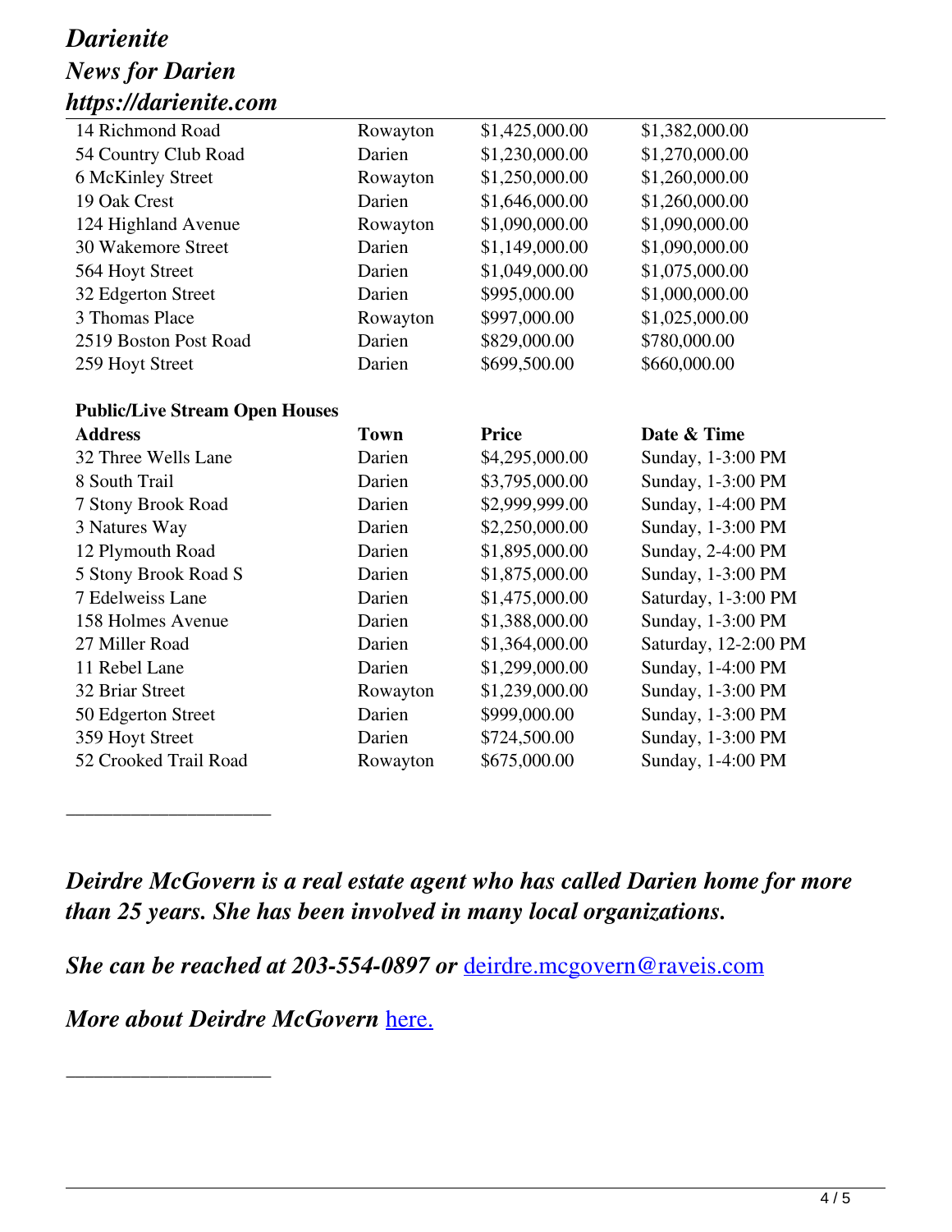| | | | |
|---|---|---|---|
| 14 Richmond Road | Rowayton | $1,425,000.00 | $1,382,000.00 |
| 54 Country Club Road | Darien | $1,230,000.00 | $1,270,000.00 |
| 6 McKinley Street | Rowayton | $1,250,000.00 | $1,260,000.00 |
| 19 Oak Crest | Darien | $1,646,000.00 | $1,260,000.00 |
| 124 Highland Avenue | Rowayton | $1,090,000.00 | $1,090,000.00 |
| 30 Wakemore Street | Darien | $1,149,000.00 | $1,090,000.00 |
| 564 Hoyt Street | Darien | $1,049,000.00 | $1,075,000.00 |
| 32 Edgerton Street | Darien | $995,000.00 | $1,000,000.00 |
| 3 Thomas Place | Rowayton | $997,000.00 | $1,025,000.00 |
| 2519 Boston Post Road | Darien | $829,000.00 | $780,000.00 |
| 259 Hoyt Street | Darien | $699,500.00 | $660,000.00 |

**Public/Live Stream Open Houses**

| Address | Town | Price | Date & Time |
|---|---|---|---|
| 32 Three Wells Lane | Darien | $4,295,000.00 | Sunday, 1-3:00 PM |
| 8 South Trail | Darien | $3,795,000.00 | Sunday, 1-3:00 PM |
| 7 Stony Brook Road | Darien | $2,999,999.00 | Sunday, 1-4:00 PM |
| 3 Natures Way | Darien | $2,250,000.00 | Sunday, 1-3:00 PM |
| 12 Plymouth Road | Darien | $1,895,000.00 | Sunday, 2-4:00 PM |
| 5 Stony Brook Road S | Darien | $1,875,000.00 | Sunday, 1-3:00 PM |
| 7 Edelweiss Lane | Darien | $1,475,000.00 | Saturday, 1-3:00 PM |
| 158 Holmes Avenue | Darien | $1,388,000.00 | Sunday, 1-3:00 PM |
| 27 Miller Road | Darien | $1,364,000.00 | Saturday, 12-2:00 PM |
| 11 Rebel Lane | Darien | $1,299,000.00 | Sunday, 1-4:00 PM |
| 32 Briar Street | Rowayton | $1,239,000.00 | Sunday, 1-3:00 PM |
| 50 Edgerton Street | Darien | $999,000.00 | Sunday, 1-3:00 PM |
| 359 Hoyt Street | Darien | $724,500.00 | Sunday, 1-3:00 PM |
| 52 Crooked Trail Road | Rowayton | $675,000.00 | Sunday, 1-4:00 PM |

---

***Deirdre McGovern is a real estate agent who has called Darien home for more than 25 years. She has been involved in many local organizations.***

***She can be reached at 203-554-0897 or*** [deirdre.mcgovern@raveis.com](mailto:deirdre.mcgovern@raveis.com)

***More about Deirdre McGovern*** here.

---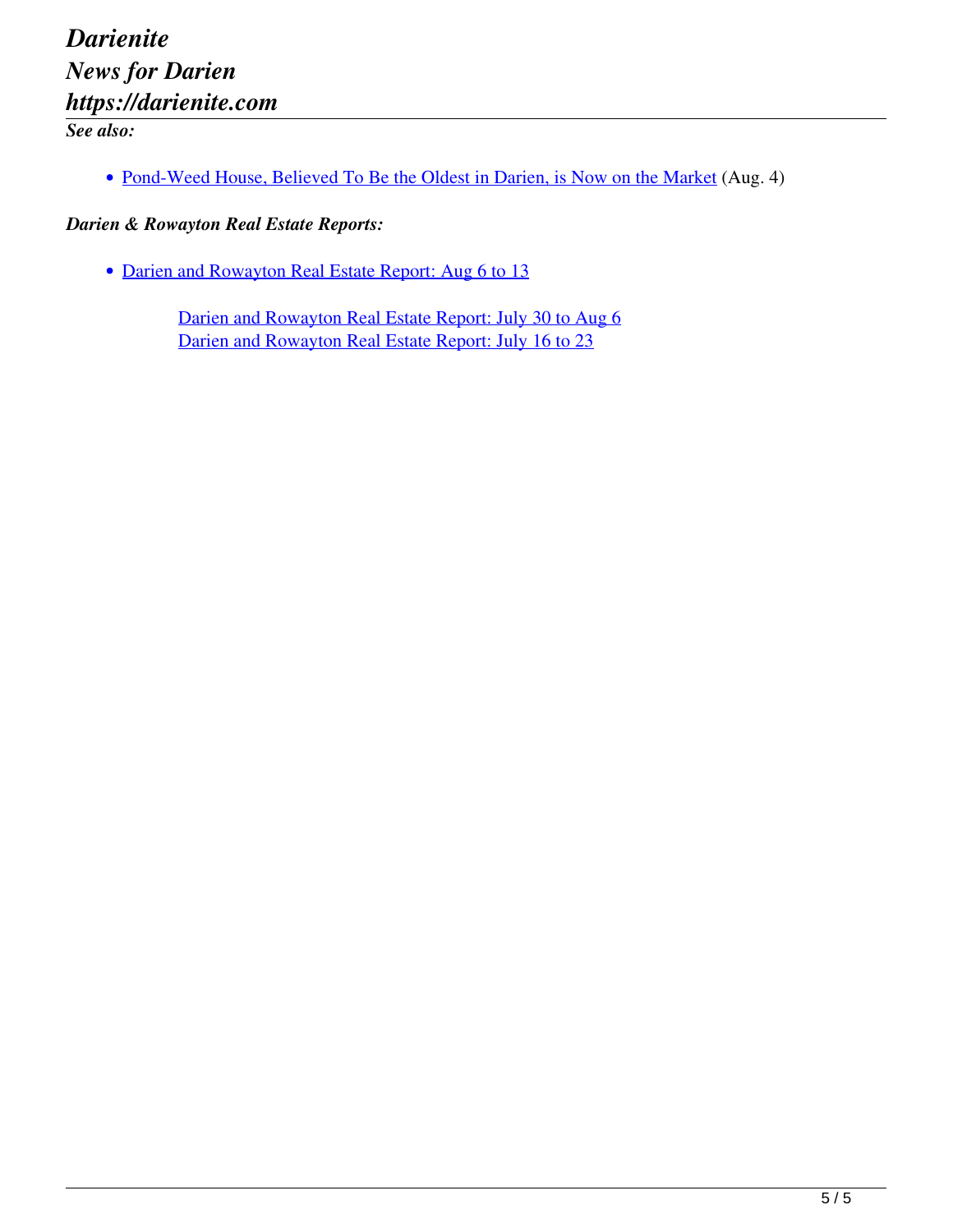*See also:*

- Pond-Weed House, Believed To Be the Oldest in Darien, is Now on the Market (Aug. 4)

***Darien & Rowayton Real Estate Reports:***

- Darien and Rowayton Real Estate Report: Aug 6 to 13

  Darien and Rowayton Real Estate Report: July 30 to Aug 6
  Darien and Rowayton Real Estate Report: July 16 to 23